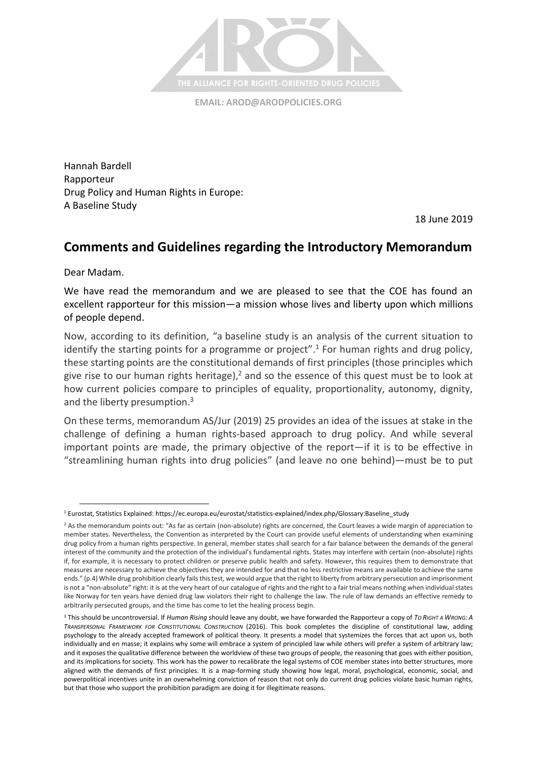THE ALLIANCE FOR RIGHTS-ORIENTED DRUG POLICIES

**EMAIL: AROD@ARODPOLICIES.ORG**

Hannah Bardell
Rapporteur
Drug Policy and Human Rights in Europe:
A Baseline Study

18 June 2019

## Comments and Guidelines regarding the Introductory Memorandum

Dear Madam.

We have read the memorandum and we are pleased to see that the COE has found an excellent rapporteur for this mission—a mission whose lives and liberty upon which millions of people depend.

Now, according to its definition, "a baseline study is an analysis of the current situation to identify the starting points for a programme or project".[1] For human rights and drug policy, these starting points are the constitutional demands of first principles (those principles which give rise to our human rights heritage),[2] and so the essence of this quest must be to look at how current policies compare to principles of equality, proportionality, autonomy, dignity, and the liberty presumption.[3]

On these terms, memorandum AS/Jur (2019) 25 provides an idea of the issues at stake in the challenge of defining a human rights-based approach to drug policy. And while several important points are made, the primary objective of the report—if it is to be effective in "streamlining human rights into drug policies" (and leave no one behind)—must be to put

---

[1] Eurostat, Statistics Explained: https://ec.europa.eu/eurostat/statistics-explained/index.php/Glossary:Baseline_study

[2] As the memorandum points out: "As far as certain (non-absolute) rights are concerned, the Court leaves a wide margin of appreciation to member states. Nevertheless, the Convention as interpreted by the Court can provide useful elements of understanding when examining drug policy from a human rights perspective. In general, member states shall search for a fair balance between the demands of the general interest of the community and the protection of the individual's fundamental rights. States may interfere with certain (non-absolute) rights if, for example, it is necessary to protect children or preserve public health and safety. However, this requires them to demonstrate that measures are necessary to achieve the objectives they are intended for and that no less restrictive means are available to achieve the same ends." (p.4) While drug prohibition clearly fails this test, we would argue that the right to liberty from arbitrary persecution and imprisonment is not a "non-absolute" right: it is at the very heart of our catalogue of rights and the right to a fair trial means nothing when individual states like Norway for ten years have denied drug law violators their right to challenge the law. The rule of law demands an effective remedy to arbitrarily persecuted groups, and the time has come to let the healing process begin.

[3] This should be uncontroversial. If *Human Rising* should leave any doubt, we have forwarded the Rapporteur a copy of *TO RIGHT A WRONG: A TRANSPERSONAL FRAMEWORK FOR CONSTITUTIONAL CONSTRUCTION* (2016). This book completes the discipline of constitutional law, adding psychology to the already accepted framework of political theory. It presents a model that systemizes the forces that act upon us, both individually and en masse; it explains why some will embrace a system of principled law while others will prefer a system of arbitrary law; and it exposes the qualitative difference between the worldview of these two groups of people, the reasoning that goes with either position, and its implications for society. This work has the power to recalibrate the legal systems of COE member states into better structures, more aligned with the demands of first principles. It is a map-forming study showing how legal, moral, psychological, economic, social, and powerpolitical incentives unite in an overwhelming conviction of reason that not only do current drug policies violate basic human rights, but that those who support the prohibition paradigm are doing it for illegitimate reasons.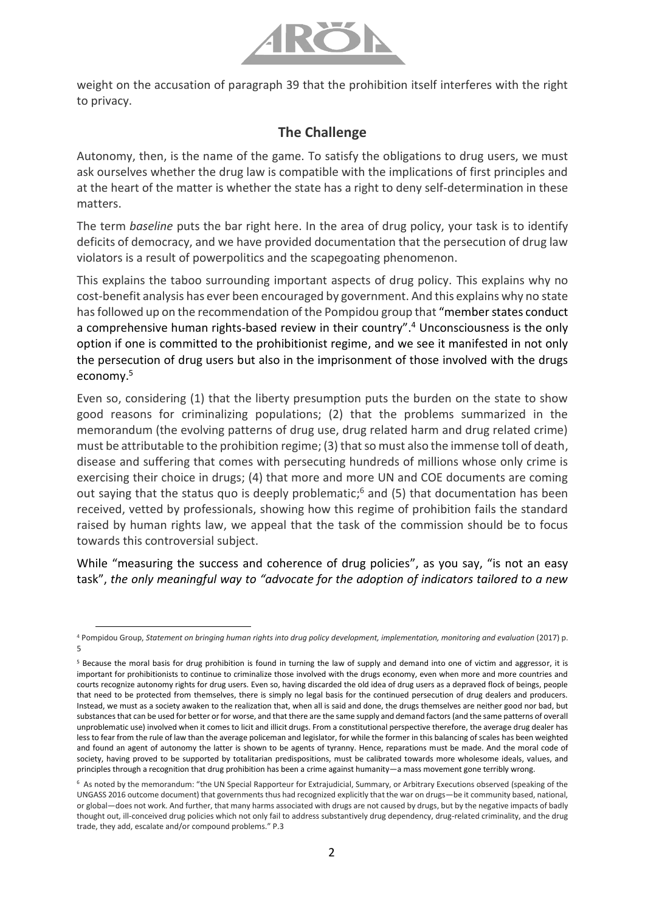weight on the accusation of paragraph 39 that the prohibition itself interferes with the right to privacy.

## The Challenge

Autonomy, then, is the name of the game. To satisfy the obligations to drug users, we must ask ourselves whether the drug law is compatible with the implications of first principles and at the heart of the matter is whether the state has a right to deny self-determination in these matters.

The term *baseline* puts the bar right here. In the area of drug policy, your task is to identify deficits of democracy, and we have provided documentation that the persecution of drug law violators is a result of powerpolitics and the scapegoating phenomenon.

This explains the taboo surrounding important aspects of drug policy. This explains why no cost-benefit analysis has ever been encouraged by government. And this explains why no state has followed up on the recommendation of the Pompidou group that "member states conduct a comprehensive human rights-based review in their country".[4] Unconsciousness is the only option if one is committed to the prohibitionist regime, and we see it manifested in not only the persecution of drug users but also in the imprisonment of those involved with the drugs economy.[5]

Even so, considering (1) that the liberty presumption puts the burden on the state to show good reasons for criminalizing populations; (2) that the problems summarized in the memorandum (the evolving patterns of drug use, drug related harm and drug related crime) must be attributable to the prohibition regime; (3) that so must also the immense toll of death, disease and suffering that comes with persecuting hundreds of millions whose only crime is exercising their choice in drugs; (4) that more and more UN and COE documents are coming out saying that the status quo is deeply problematic;[6] and (5) that documentation has been received, vetted by professionals, showing how this regime of prohibition fails the standard raised by human rights law, we appeal that the task of the commission should be to focus towards this controversial subject.

While "measuring the success and coherence of drug policies", as you say, "is not an easy task", *the only meaningful way to "advocate for the adoption of indicators tailored to a new*

---

[4] Pompidou Group, *Statement on bringing human rights into drug policy development, implementation, monitoring and evaluation* (2017) p. 5

[5] Because the moral basis for drug prohibition is found in turning the law of supply and demand into one of victim and aggressor, it is important for prohibitionists to continue to criminalize those involved with the drugs economy, even when more and more countries and courts recognize autonomy rights for drug users. Even so, having discarded the old idea of drug users as a depraved flock of beings, people that need to be protected from themselves, there is simply no legal basis for the continued persecution of drug dealers and producers. Instead, we must as a society awaken to the realization that, when all is said and done, the drugs themselves are neither good nor bad, but substances that can be used for better or for worse, and that there are the same supply and demand factors (and the same patterns of overall unproblematic use) involved when it comes to licit and illicit drugs. From a constitutional perspective therefore, the average drug dealer has less to fear from the rule of law than the average policeman and legislator, for while the former in this balancing of scales has been weighted and found an agent of autonomy the latter is shown to be agents of tyranny. Hence, reparations must be made. And the moral code of society, having proved to be supported by totalitarian predispositions, must be calibrated towards more wholesome ideals, values, and principles through a recognition that drug prohibition has been a crime against humanity—a mass movement gone terribly wrong.

[6] As noted by the memorandum: "the UN Special Rapporteur for Extrajudicial, Summary, or Arbitrary Executions observed (speaking of the UNGASS 2016 outcome document) that governments thus had recognized explicitly that the war on drugs—be it community based, national, or global—does not work. And further, that many harms associated with drugs are not caused by drugs, but by the negative impacts of badly thought out, ill-conceived drug policies which not only fail to address substantively drug dependency, drug-related criminality, and the drug trade, they add, escalate and/or compound problems." P.3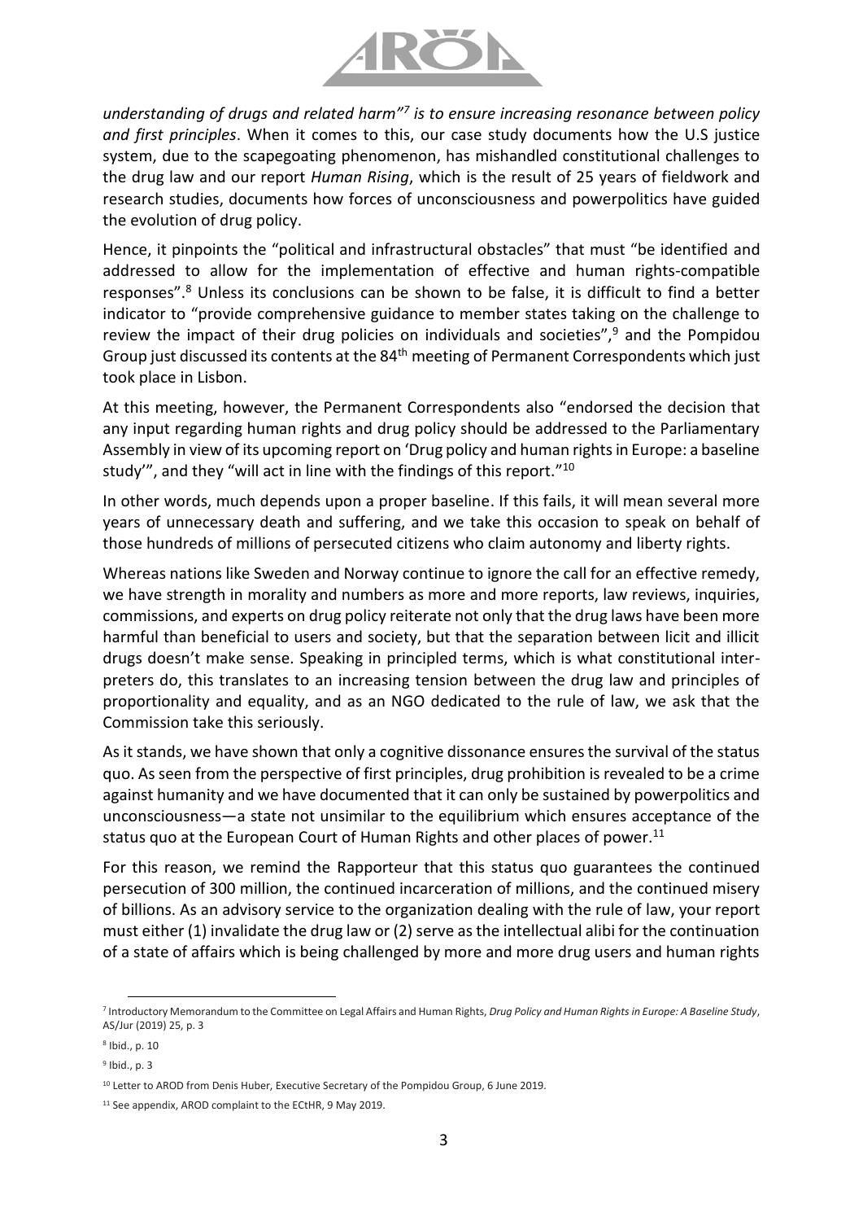*understanding of drugs and related harm"*[7] *is to ensure increasing resonance between policy and first principles*. When it comes to this, our case study documents how the U.S justice system, due to the scapegoating phenomenon, has mishandled constitutional challenges to the drug law and our report *Human Rising*, which is the result of 25 years of fieldwork and research studies, documents how forces of unconsciousness and powerpolitics have guided the evolution of drug policy.

Hence, it pinpoints the "political and infrastructural obstacles" that must "be identified and addressed to allow for the implementation of effective and human rights-compatible responses".[8] Unless its conclusions can be shown to be false, it is difficult to find a better indicator to "provide comprehensive guidance to member states taking on the challenge to review the impact of their drug policies on individuals and societies",[9] and the Pompidou Group just discussed its contents at the 84th meeting of Permanent Correspondents which just took place in Lisbon.

At this meeting, however, the Permanent Correspondents also "endorsed the decision that any input regarding human rights and drug policy should be addressed to the Parliamentary Assembly in view of its upcoming report on 'Drug policy and human rights in Europe: a baseline study'", and they "will act in line with the findings of this report."[10]

In other words, much depends upon a proper baseline. If this fails, it will mean several more years of unnecessary death and suffering, and we take this occasion to speak on behalf of those hundreds of millions of persecuted citizens who claim autonomy and liberty rights.

Whereas nations like Sweden and Norway continue to ignore the call for an effective remedy, we have strength in morality and numbers as more and more reports, law reviews, inquiries, commissions, and experts on drug policy reiterate not only that the drug laws have been more harmful than beneficial to users and society, but that the separation between licit and illicit drugs doesn't make sense. Speaking in principled terms, which is what constitutional interpreters do, this translates to an increasing tension between the drug law and principles of proportionality and equality, and as an NGO dedicated to the rule of law, we ask that the Commission take this seriously.

As it stands, we have shown that only a cognitive dissonance ensures the survival of the status quo. As seen from the perspective of first principles, drug prohibition is revealed to be a crime against humanity and we have documented that it can only be sustained by powerpolitics and unconsciousness—a state not unsimilar to the equilibrium which ensures acceptance of the status quo at the European Court of Human Rights and other places of power.[11]

For this reason, we remind the Rapporteur that this status quo guarantees the continued persecution of 300 million, the continued incarceration of millions, and the continued misery of billions. As an advisory service to the organization dealing with the rule of law, your report must either (1) invalidate the drug law or (2) serve as the intellectual alibi for the continuation of a state of affairs which is being challenged by more and more drug users and human rights

---

[7] Introductory Memorandum to the Committee on Legal Affairs and Human Rights, *Drug Policy and Human Rights in Europe: A Baseline Study*, AS/Jur (2019) 25, p. 3

[8] Ibid., p. 10

[9] Ibid., p. 3

[10] Letter to AROD from Denis Huber, Executive Secretary of the Pompidou Group, 6 June 2019.

[11] See appendix, AROD complaint to the ECtHR, 9 May 2019.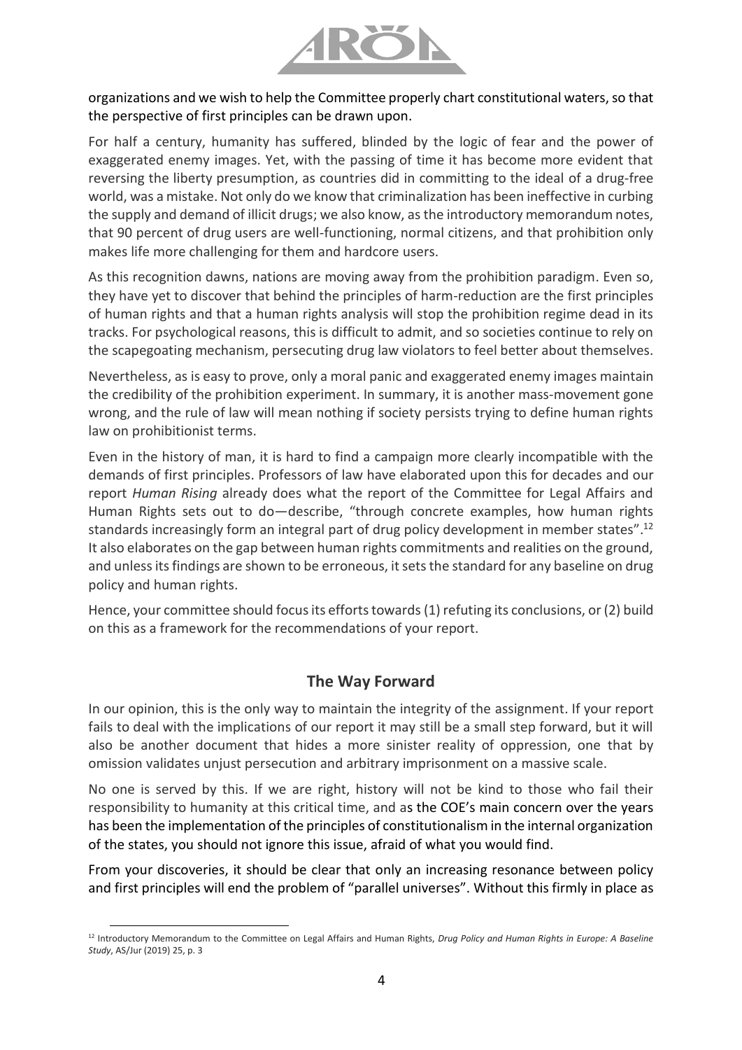organizations and we wish to help the Committee properly chart constitutional waters, so that the perspective of first principles can be drawn upon.

For half a century, humanity has suffered, blinded by the logic of fear and the power of exaggerated enemy images. Yet, with the passing of time it has become more evident that reversing the liberty presumption, as countries did in committing to the ideal of a drug-free world, was a mistake. Not only do we know that criminalization has been ineffective in curbing the supply and demand of illicit drugs; we also know, as the introductory memorandum notes, that 90 percent of drug users are well-functioning, normal citizens, and that prohibition only makes life more challenging for them and hardcore users.

As this recognition dawns, nations are moving away from the prohibition paradigm. Even so, they have yet to discover that behind the principles of harm-reduction are the first principles of human rights and that a human rights analysis will stop the prohibition regime dead in its tracks. For psychological reasons, this is difficult to admit, and so societies continue to rely on the scapegoating mechanism, persecuting drug law violators to feel better about themselves.

Nevertheless, as is easy to prove, only a moral panic and exaggerated enemy images maintain the credibility of the prohibition experiment. In summary, it is another mass-movement gone wrong, and the rule of law will mean nothing if society persists trying to define human rights law on prohibitionist terms.

Even in the history of man, it is hard to find a campaign more clearly incompatible with the demands of first principles. Professors of law have elaborated upon this for decades and our report *Human Rising* already does what the report of the Committee for Legal Affairs and Human Rights sets out to do—describe, "through concrete examples, how human rights standards increasingly form an integral part of drug policy development in member states".[12] It also elaborates on the gap between human rights commitments and realities on the ground, and unless its findings are shown to be erroneous, it sets the standard for any baseline on drug policy and human rights.

Hence, your committee should focus its efforts towards (1) refuting its conclusions, or (2) build on this as a framework for the recommendations of your report.

## The Way Forward

In our opinion, this is the only way to maintain the integrity of the assignment. If your report fails to deal with the implications of our report it may still be a small step forward, but it will also be another document that hides a more sinister reality of oppression, one that by omission validates unjust persecution and arbitrary imprisonment on a massive scale.

No one is served by this. If we are right, history will not be kind to those who fail their responsibility to humanity at this critical time, and as the COE's main concern over the years has been the implementation of the principles of constitutionalism in the internal organization of the states, you should not ignore this issue, afraid of what you would find.

From your discoveries, it should be clear that only an increasing resonance between policy and first principles will end the problem of "parallel universes". Without this firmly in place as

---

[12] Introductory Memorandum to the Committee on Legal Affairs and Human Rights, *Drug Policy and Human Rights in Europe: A Baseline Study*, AS/Jur (2019) 25, p. 3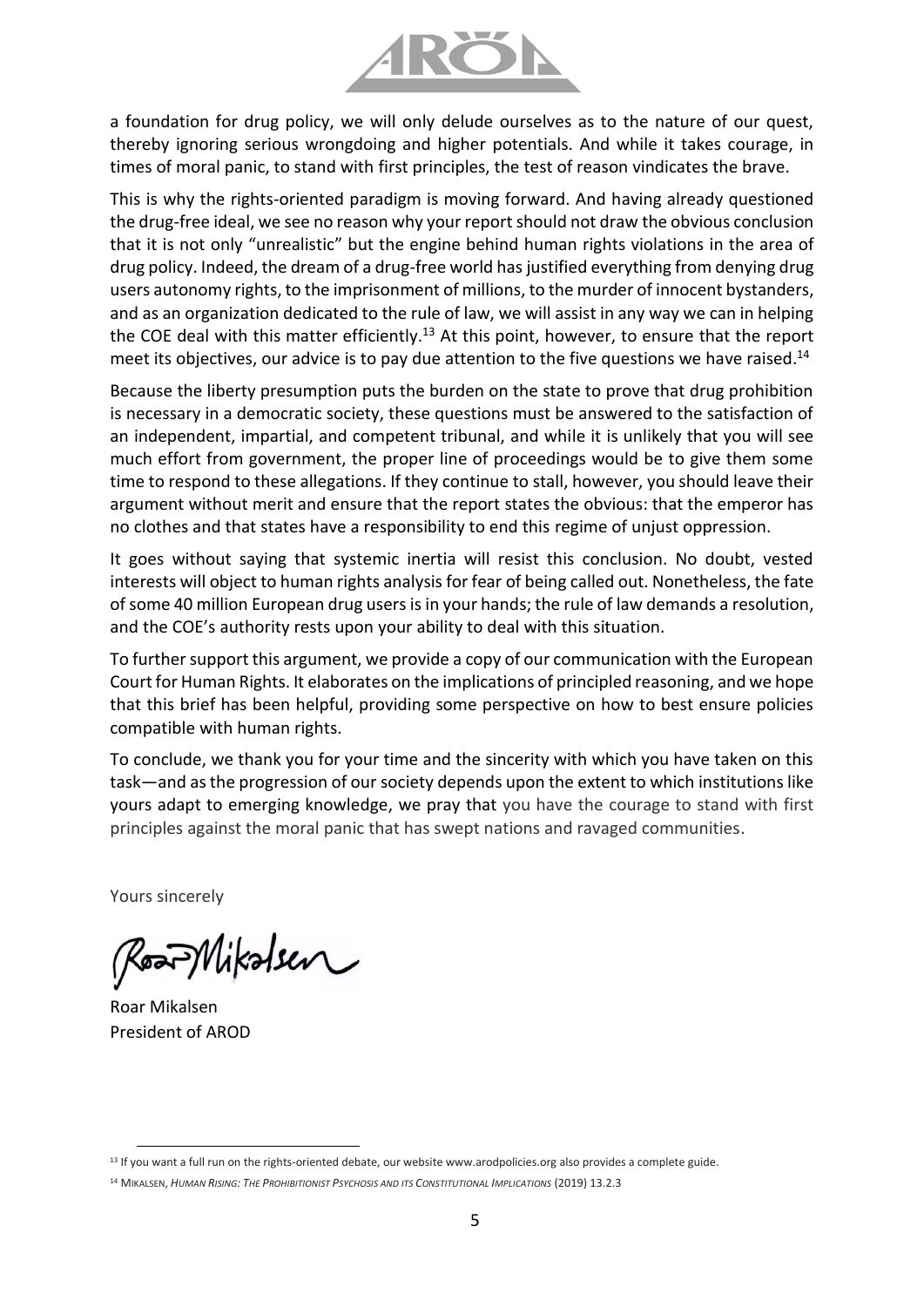a foundation for drug policy, we will only delude ourselves as to the nature of our quest, thereby ignoring serious wrongdoing and higher potentials. And while it takes courage, in times of moral panic, to stand with first principles, the test of reason vindicates the brave.

This is why the rights-oriented paradigm is moving forward. And having already questioned the drug-free ideal, we see no reason why your report should not draw the obvious conclusion that it is not only "unrealistic" but the engine behind human rights violations in the area of drug policy. Indeed, the dream of a drug-free world has justified everything from denying drug users autonomy rights, to the imprisonment of millions, to the murder of innocent bystanders, and as an organization dedicated to the rule of law, we will assist in any way we can in helping the COE deal with this matter efficiently.[13] At this point, however, to ensure that the report meet its objectives, our advice is to pay due attention to the five questions we have raised.[14]

Because the liberty presumption puts the burden on the state to prove that drug prohibition is necessary in a democratic society, these questions must be answered to the satisfaction of an independent, impartial, and competent tribunal, and while it is unlikely that you will see much effort from government, the proper line of proceedings would be to give them some time to respond to these allegations. If they continue to stall, however, you should leave their argument without merit and ensure that the report states the obvious: that the emperor has no clothes and that states have a responsibility to end this regime of unjust oppression.

It goes without saying that systemic inertia will resist this conclusion. No doubt, vested interests will object to human rights analysis for fear of being called out. Nonetheless, the fate of some 40 million European drug users is in your hands; the rule of law demands a resolution, and the COE's authority rests upon your ability to deal with this situation.

To further support this argument, we provide a copy of our communication with the European Court for Human Rights. It elaborates on the implications of principled reasoning, and we hope that this brief has been helpful, providing some perspective on how to best ensure policies compatible with human rights.

To conclude, we thank you for your time and the sincerity with which you have taken on this task—and as the progression of our society depends upon the extent to which institutions like yours adapt to emerging knowledge, we pray that you have the courage to stand with first principles against the moral panic that has swept nations and ravaged communities.

Yours sincerely

Roar Mikalsen
President of AROD

---

[13] If you want a full run on the rights-oriented debate, our website www.arodpolicies.org also provides a complete guide.

[14] MIKALSEN, *HUMAN RISING: THE PROHIBITIONIST PSYCHOSIS AND ITS CONSTITUTIONAL IMPLICATIONS* (2019) 13.2.3